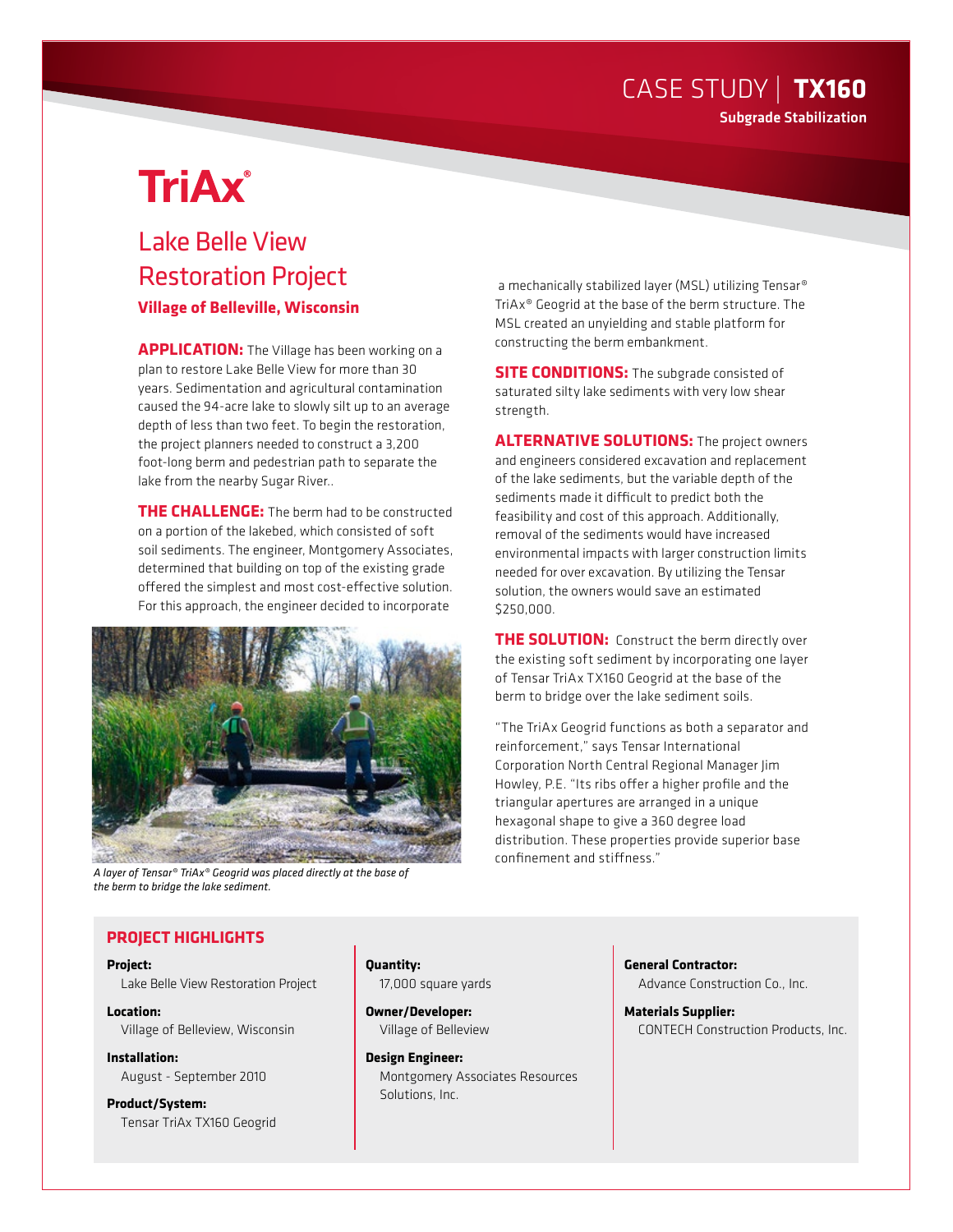CASE STUDY | **TX160**

**Subgrade Stabilization**

# TriAx®

## Lake Belle View Restoration Project

**Village of Belleville, Wisconsin**

**APPLICATION:** The Village has been working on a plan to restore Lake Belle View for more than 30 years. Sedimentation and agricultural contamination caused the 94-acre lake to slowly silt up to an average depth of less than two feet. To begin the restoration, the project planners needed to construct a 3,200 foot-long berm and pedestrian path to separate the lake from the nearby Sugar River..

**THE CHALLENGE:** The berm had to be constructed on a portion of the lakebed, which consisted of soft soil sediments. The engineer, Montgomery Associates, determined that building on top of the existing grade offered the simplest and most cost-effective solution. For this approach, the engineer decided to incorporate a mechanically stabilized layer (MSL) utilizing Tensar® TriAx® Geogrid at the base of the berm structure. The MSL created an unyielding and stable platform for constructing the berm embankment.

*A layer of Tensar® TriAx® Geogrid was placed directly at the base of the berm to bridge the lake sediment.*

**SITE CONDITIONS:** The subgrade consisted of saturated silty lake sediments with very low shear strength.

**ALTERNATIVE SOLUTIONS:** The project owners and engineers considered excavation and replacement of the lake sediments, but the variable depth of the sediments made it difficult to predict both the feasibility and cost of this approach. Additionally, removal of the sediments would have increased environmental impacts with larger construction limits needed for over excavation. By utilizing the Tensar solution, the owners would save an estimated $250,000.

**THE SOLUTION:** Construct the berm directly over the existing soft sediment by incorporating one layer of Tensar TriAx TX160 Geogrid at the base of the berm to bridge over the lake sediment soils.

"The TriAx Geogrid functions as both a separator and reinforcement," says Tensar International Corporation North Central Regional Manager Jim Howley, P.E. "Its ribs offer a higher profile and the triangular apertures are arranged in a unique hexagonal shape to give a 360 degree load distribution. These properties provide superior base confinement and stiffness."

### PROJECT HIGHLIGHTS

**Project:**
Lake Belle View Restoration Project

**Location:**
Village of Belleview, Wisconsin

**Installation:**
August - September 2010

**Product/System:**
Tensar TriAx TX160 Geogrid

**Quantity:**
17,000 square yards

**Owner/Developer:**
Village of Belleview

**Design Engineer:**
Montgomery Associates Resources Solutions, Inc.

**General Contractor:**
Advance Construction Co., Inc.

**Materials Supplier:**
CONTECH Construction Products, Inc.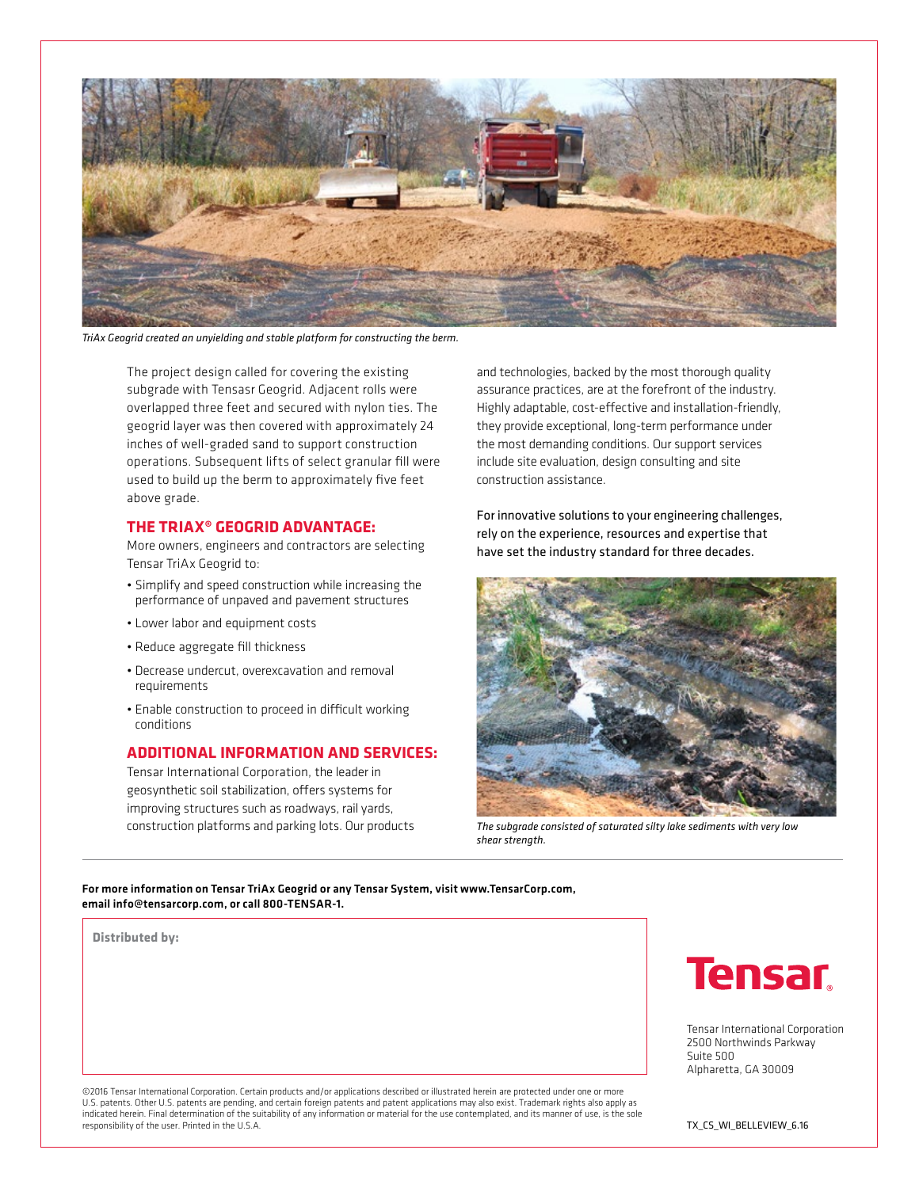*TriAx Geogrid created an unyielding and stable platform for constructing the berm.*

The project design called for covering the existing subgrade with Tensasr Geogrid. Adjacent rolls were overlapped three feet and secured with nylon ties. The geogrid layer was then covered with approximately 24 inches of well-graded sand to support construction operations. Subsequent lifts of select granular fill were used to build up the berm to approximately five feet above grade.

## THE TRIAX® GEOGRID ADVANTAGE:

More owners, engineers and contractors are selecting Tensar TriAx Geogrid to:

- Simplify and speed construction while increasing the performance of unpaved and pavement structures
- Lower labor and equipment costs
- Reduce aggregate fill thickness
- Decrease undercut, overexcavation and removal requirements
- Enable construction to proceed in difficult working conditions

## ADDITIONAL INFORMATION AND SERVICES:

Tensar International Corporation, the leader in geosynthetic soil stabilization, offers systems for improving structures such as roadways, rail yards, construction platforms and parking lots. Our products and technologies, backed by the most thorough quality assurance practices, are at the forefront of the industry. Highly adaptable, cost-effective and installation-friendly, they provide exceptional, long-term performance under the most demanding conditions. Our support services include site evaluation, design consulting and site construction assistance.

For innovative solutions to your engineering challenges, rely on the experience, resources and expertise that have set the industry standard for three decades.

*The subgrade consisted of saturated silty lake sediments with very low shear strength.*

**For more information on Tensar TriAx Geogrid or any Tensar System, visit www.TensarCorp.com, email info@tensarcorp.com, or call 800-TENSAR-1.**

**Distributed by:**

Tensar

Tensar International Corporation
2500 Northwinds Parkway
Suite 500
Alpharetta, GA 30009

©2016 Tensar International Corporation. Certain products and/or applications described or illustrated herein are protected under one or more U.S. patents. Other U.S. patents are pending, and certain foreign patents and patent applications may also exist. Trademark rights also apply as indicated herein. Final determination of the suitability of any information or material for the use contemplated, and its manner of use, is the sole responsibility of the user. Printed in the U.S.A.

TX_CS_WI_BELLEVIEW_6.16